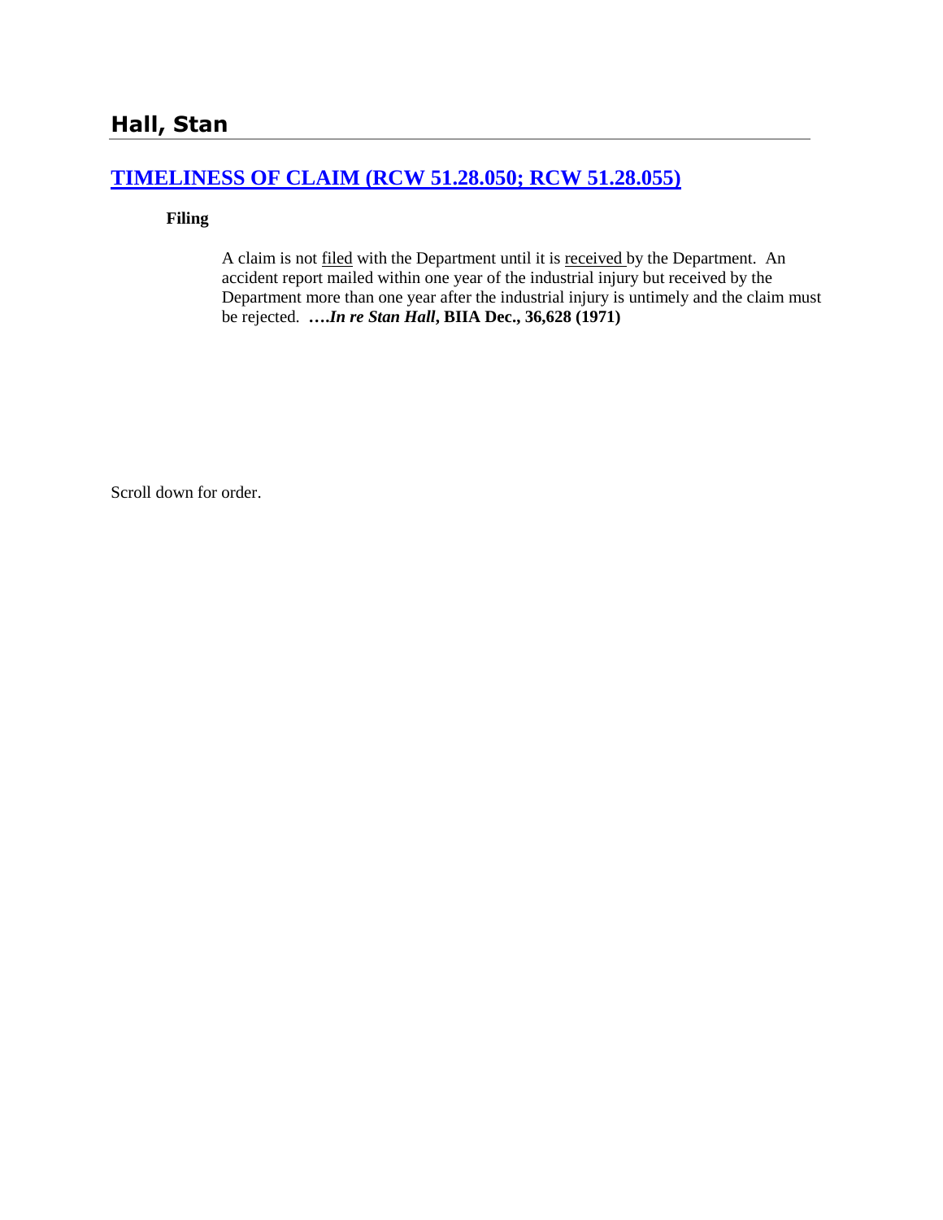## Hall, Stan

### [TIMELINESS OF CLAIM (RCW 51.28.050; RCW 51.28.055)]

**Filing**

A claim is not filed with the Department until it is received by the Department. An accident report mailed within one year of the industrial injury but received by the Department more than one year after the industrial injury is untimely and the claim must be rejected. **….*In re Stan Hall*, BIIA Dec., 36,628 (1971)**

Scroll down for order.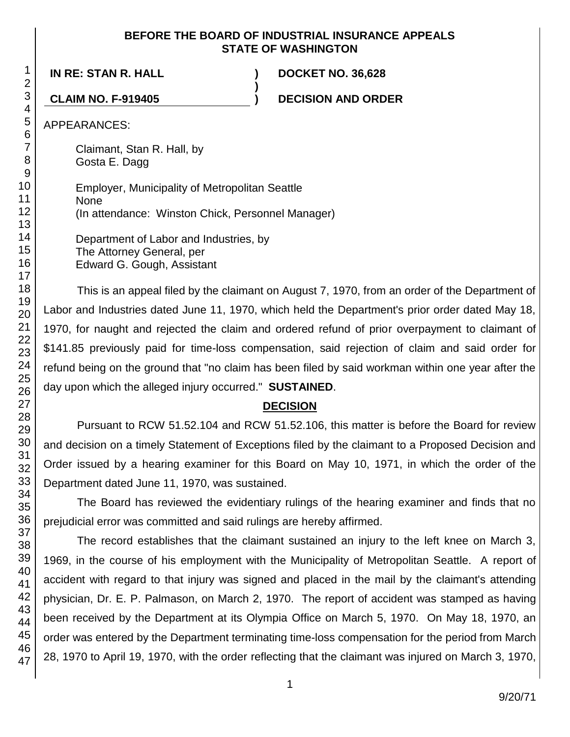**BEFORE THE BOARD OF INDUSTRIAL INSURANCE APPEALS**
**STATE OF WASHINGTON**

**IN RE: STAN R. HALL** ) **DOCKET NO. 36,628**
)
**CLAIM NO. F-919405** ) **DECISION AND ORDER**

APPEARANCES:

Claimant, Stan R. Hall, by
Gosta E. Dagg

Employer, Municipality of Metropolitan Seattle
None
(In attendance: Winston Chick, Personnel Manager)

Department of Labor and Industries, by
The Attorney General, per
Edward G. Gough, Assistant

This is an appeal filed by the claimant on August 7, 1970, from an order of the Department of Labor and Industries dated June 11, 1970, which held the Department's prior order dated May 18, 1970, for naught and rejected the claim and ordered refund of prior overpayment to claimant of $141.85 previously paid for time-loss compensation, said rejection of claim and said order for refund being on the ground that "no claim has been filed by said workman within one year after the day upon which the alleged injury occurred." **SUSTAINED**.

## DECISION

Pursuant to RCW 51.52.104 and RCW 51.52.106, this matter is before the Board for review and decision on a timely Statement of Exceptions filed by the claimant to a Proposed Decision and Order issued by a hearing examiner for this Board on May 10, 1971, in which the order of the Department dated June 11, 1970, was sustained.

The Board has reviewed the evidentiary rulings of the hearing examiner and finds that no prejudicial error was committed and said rulings are hereby affirmed.

The record establishes that the claimant sustained an injury to the left knee on March 3, 1969, in the course of his employment with the Municipality of Metropolitan Seattle. A report of accident with regard to that injury was signed and placed in the mail by the claimant's attending physician, Dr. E. P. Palmason, on March 2, 1970. The report of accident was stamped as having been received by the Department at its Olympia Office on March 5, 1970. On May 18, 1970, an order was entered by the Department terminating time-loss compensation for the period from March 28, 1970 to April 19, 1970, with the order reflecting that the claimant was injured on March 3, 1970,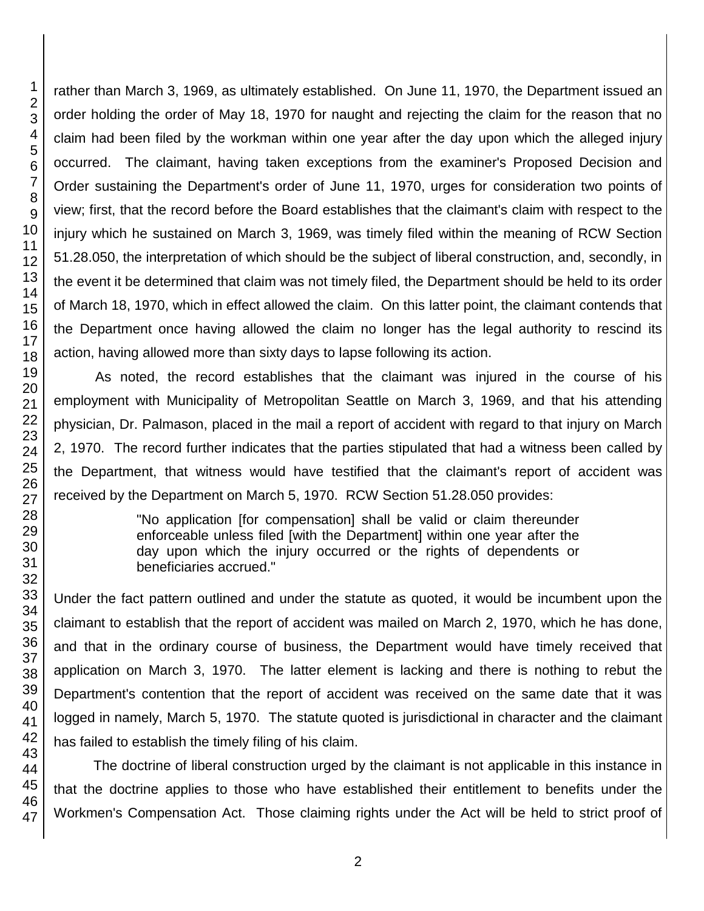rather than March 3, 1969, as ultimately established. On June 11, 1970, the Department issued an order holding the order of May 18, 1970 for naught and rejecting the claim for the reason that no claim had been filed by the workman within one year after the day upon which the alleged injury occurred. The claimant, having taken exceptions from the examiner's Proposed Decision and Order sustaining the Department's order of June 11, 1970, urges for consideration two points of view; first, that the record before the Board establishes that the claimant's claim with respect to the injury which he sustained on March 3, 1969, was timely filed within the meaning of RCW Section 51.28.050, the interpretation of which should be the subject of liberal construction, and, secondly, in the event it be determined that claim was not timely filed, the Department should be held to its order of March 18, 1970, which in effect allowed the claim. On this latter point, the claimant contends that the Department once having allowed the claim no longer has the legal authority to rescind its action, having allowed more than sixty days to lapse following its action.

As noted, the record establishes that the claimant was injured in the course of his employment with Municipality of Metropolitan Seattle on March 3, 1969, and that his attending physician, Dr. Palmason, placed in the mail a report of accident with regard to that injury on March 2, 1970. The record further indicates that the parties stipulated that had a witness been called by the Department, that witness would have testified that the claimant's report of accident was received by the Department on March 5, 1970. RCW Section 51.28.050 provides:

> "No application [for compensation] shall be valid or claim thereunder enforceable unless filed [with the Department] within one year after the day upon which the injury occurred or the rights of dependents or beneficiaries accrued."

Under the fact pattern outlined and under the statute as quoted, it would be incumbent upon the claimant to establish that the report of accident was mailed on March 2, 1970, which he has done, and that in the ordinary course of business, the Department would have timely received that application on March 3, 1970. The latter element is lacking and there is nothing to rebut the Department's contention that the report of accident was received on the same date that it was logged in namely, March 5, 1970. The statute quoted is jurisdictional in character and the claimant has failed to establish the timely filing of his claim.

The doctrine of liberal construction urged by the claimant is not applicable in this instance in that the doctrine applies to those who have established their entitlement to benefits under the Workmen's Compensation Act. Those claiming rights under the Act will be held to strict proof of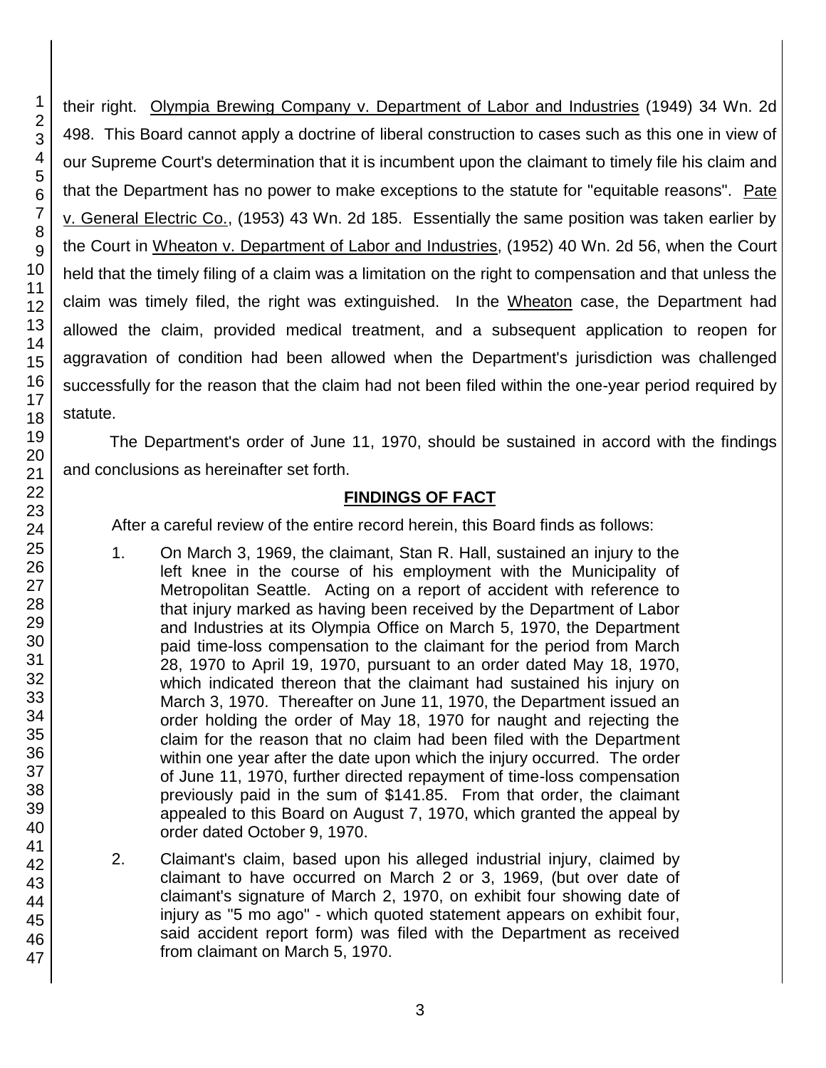their right. Olympia Brewing Company v. Department of Labor and Industries (1949) 34 Wn. 2d 498. This Board cannot apply a doctrine of liberal construction to cases such as this one in view of our Supreme Court's determination that it is incumbent upon the claimant to timely file his claim and that the Department has no power to make exceptions to the statute for "equitable reasons". Pate v. General Electric Co., (1953) 43 Wn. 2d 185. Essentially the same position was taken earlier by the Court in Wheaton v. Department of Labor and Industries, (1952) 40 Wn. 2d 56, when the Court held that the timely filing of a claim was a limitation on the right to compensation and that unless the claim was timely filed, the right was extinguished. In the Wheaton case, the Department had allowed the claim, provided medical treatment, and a subsequent application to reopen for aggravation of condition had been allowed when the Department's jurisdiction was challenged successfully for the reason that the claim had not been filed within the one-year period required by statute.

The Department's order of June 11, 1970, should be sustained in accord with the findings and conclusions as hereinafter set forth.

## FINDINGS OF FACT

After a careful review of the entire record herein, this Board finds as follows:

1. On March 3, 1969, the claimant, Stan R. Hall, sustained an injury to the left knee in the course of his employment with the Municipality of Metropolitan Seattle. Acting on a report of accident with reference to that injury marked as having been received by the Department of Labor and Industries at its Olympia Office on March 5, 1970, the Department paid time-loss compensation to the claimant for the period from March 28, 1970 to April 19, 1970, pursuant to an order dated May 18, 1970, which indicated thereon that the claimant had sustained his injury on March 3, 1970. Thereafter on June 11, 1970, the Department issued an order holding the order of May 18, 1970 for naught and rejecting the claim for the reason that no claim had been filed with the Department within one year after the date upon which the injury occurred. The order of June 11, 1970, further directed repayment of time-loss compensation previously paid in the sum of $141.85. From that order, the claimant appealed to this Board on August 7, 1970, which granted the appeal by order dated October 9, 1970.

2. Claimant's claim, based upon his alleged industrial injury, claimed by claimant to have occurred on March 2 or 3, 1969, (but over date of claimant's signature of March 2, 1970, on exhibit four showing date of injury as "5 mo ago" - which quoted statement appears on exhibit four, said accident report form) was filed with the Department as received from claimant on March 5, 1970.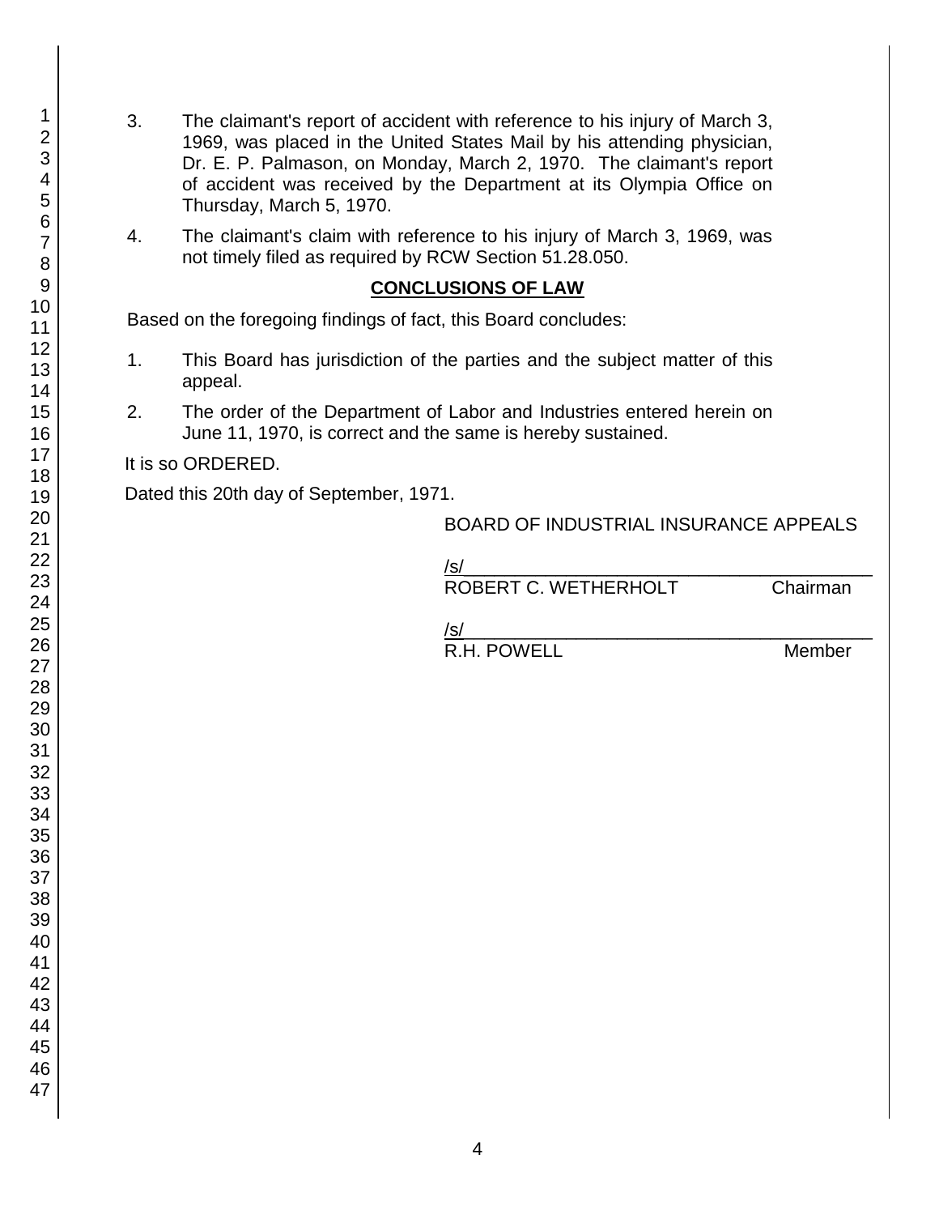3. The claimant's report of accident with reference to his injury of March 3, 1969, was placed in the United States Mail by his attending physician, Dr. E. P. Palmason, on Monday, March 2, 1970. The claimant's report of accident was received by the Department at its Olympia Office on Thursday, March 5, 1970.

4. The claimant's claim with reference to his injury of March 3, 1969, was not timely filed as required by RCW Section 51.28.050.

## CONCLUSIONS OF LAW

Based on the foregoing findings of fact, this Board concludes:

1. This Board has jurisdiction of the parties and the subject matter of this appeal.

2. The order of the Department of Labor and Industries entered herein on June 11, 1970, is correct and the same is hereby sustained.

It is so ORDERED.

Dated this 20th day of September, 1971.

BOARD OF INDUSTRIAL INSURANCE APPEALS

/s/
ROBERT C. WETHERHOLT Chairman

/s/
R.H. POWELL Member